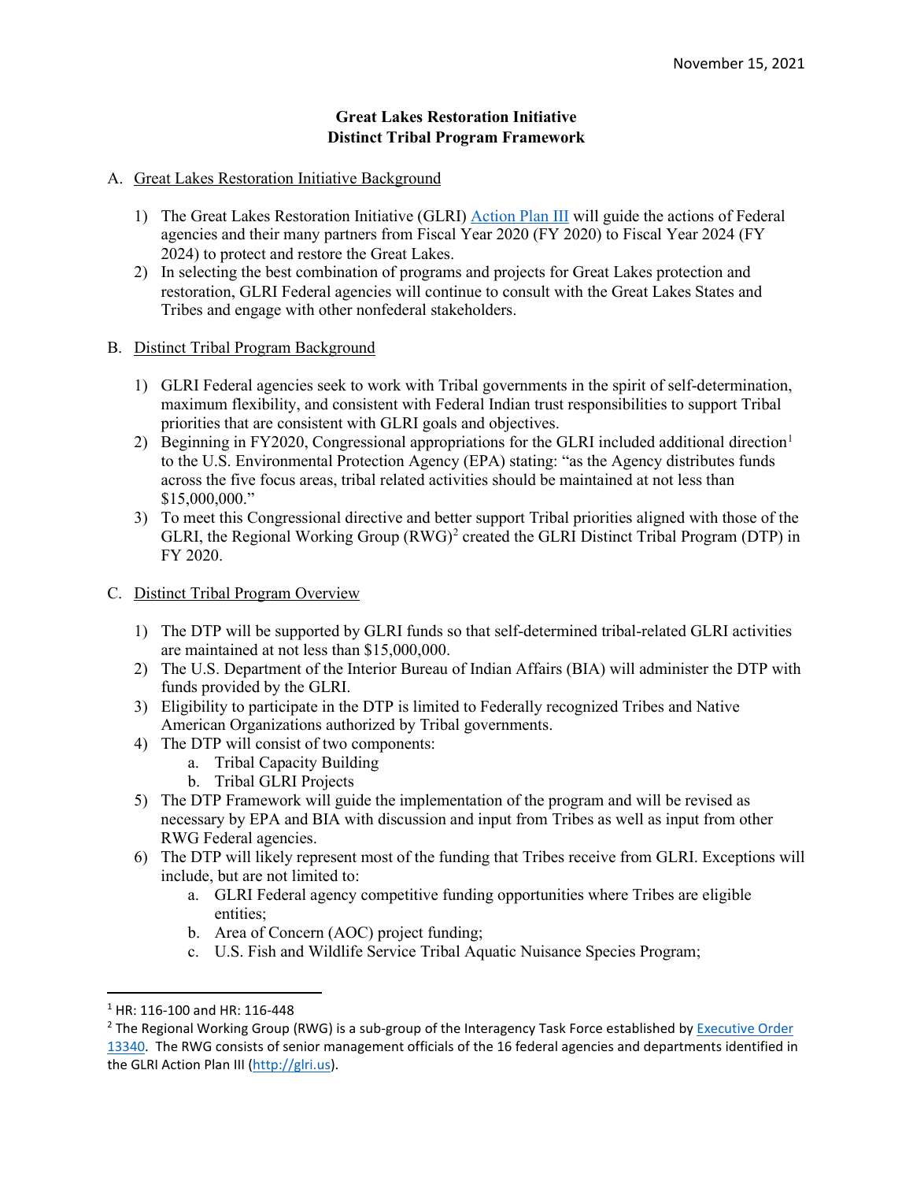November 15, 2021

**Great Lakes Restoration Initiative**
**Distinct Tribal Program Framework**

A. Great Lakes Restoration Initiative Background

1) The Great Lakes Restoration Initiative (GLRI) Action Plan III will guide the actions of Federal agencies and their many partners from Fiscal Year 2020 (FY 2020) to Fiscal Year 2024 (FY 2024) to protect and restore the Great Lakes.
2) In selecting the best combination of programs and projects for Great Lakes protection and restoration, GLRI Federal agencies will continue to consult with the Great Lakes States and Tribes and engage with other nonfederal stakeholders.

B. Distinct Tribal Program Background

1) GLRI Federal agencies seek to work with Tribal governments in the spirit of self-determination, maximum flexibility, and consistent with Federal Indian trust responsibilities to support Tribal priorities that are consistent with GLRI goals and objectives.
2) Beginning in FY2020, Congressional appropriations for the GLRI included additional direction[1] to the U.S. Environmental Protection Agency (EPA) stating: "as the Agency distributes funds across the five focus areas, tribal related activities should be maintained at not less than $15,000,000."
3) To meet this Congressional directive and better support Tribal priorities aligned with those of the GLRI, the Regional Working Group (RWG)[2] created the GLRI Distinct Tribal Program (DTP) in FY 2020.

C. Distinct Tribal Program Overview

1) The DTP will be supported by GLRI funds so that self-determined tribal-related GLRI activities are maintained at not less than $15,000,000.
2) The U.S. Department of the Interior Bureau of Indian Affairs (BIA) will administer the DTP with funds provided by the GLRI.
3) Eligibility to participate in the DTP is limited to Federally recognized Tribes and Native American Organizations authorized by Tribal governments.
4) The DTP will consist of two components:
    a. Tribal Capacity Building
    b. Tribal GLRI Projects
5) The DTP Framework will guide the implementation of the program and will be revised as necessary by EPA and BIA with discussion and input from Tribes as well as input from other RWG Federal agencies.
6) The DTP will likely represent most of the funding that Tribes receive from GLRI. Exceptions will include, but are not limited to:
    a. GLRI Federal agency competitive funding opportunities where Tribes are eligible entities;
    b. Area of Concern (AOC) project funding;
    c. U.S. Fish and Wildlife Service Tribal Aquatic Nuisance Species Program;

---

[1] HR: 116-100 and HR: 116-448

[2] The Regional Working Group (RWG) is a sub-group of the Interagency Task Force established by Executive Order 13340. The RWG consists of senior management officials of the 16 federal agencies and departments identified in the GLRI Action Plan III (http://glri.us).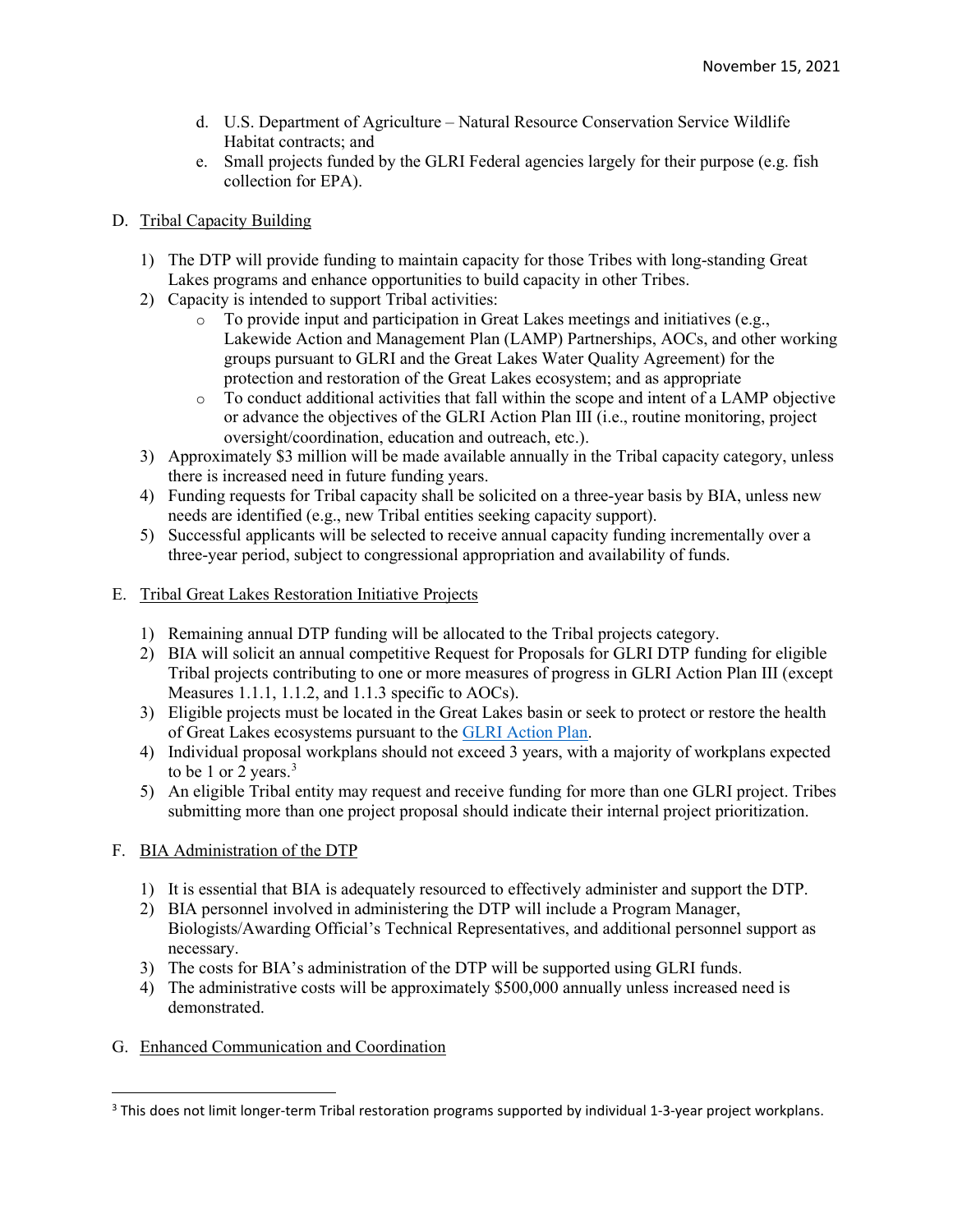d. U.S. Department of Agriculture – Natural Resource Conservation Service Wildlife Habitat contracts; and
   e. Small projects funded by the GLRI Federal agencies largely for their purpose (e.g. fish collection for EPA).

D. Tribal Capacity Building

1) The DTP will provide funding to maintain capacity for those Tribes with long-standing Great Lakes programs and enhance opportunities to build capacity in other Tribes.
2) Capacity is intended to support Tribal activities:
   - To provide input and participation in Great Lakes meetings and initiatives (e.g., Lakewide Action and Management Plan (LAMP) Partnerships, AOCs, and other working groups pursuant to GLRI and the Great Lakes Water Quality Agreement) for the protection and restoration of the Great Lakes ecosystem; and as appropriate
   - To conduct additional activities that fall within the scope and intent of a LAMP objective or advance the objectives of the GLRI Action Plan III (i.e., routine monitoring, project oversight/coordination, education and outreach, etc.).
3) Approximately $3 million will be made available annually in the Tribal capacity category, unless there is increased need in future funding years.
4) Funding requests for Tribal capacity shall be solicited on a three-year basis by BIA, unless new needs are identified (e.g., new Tribal entities seeking capacity support).
5) Successful applicants will be selected to receive annual capacity funding incrementally over a three-year period, subject to congressional appropriation and availability of funds.

E. Tribal Great Lakes Restoration Initiative Projects

1) Remaining annual DTP funding will be allocated to the Tribal projects category.
2) BIA will solicit an annual competitive Request for Proposals for GLRI DTP funding for eligible Tribal projects contributing to one or more measures of progress in GLRI Action Plan III (except Measures 1.1.1, 1.1.2, and 1.1.3 specific to AOCs).
3) Eligible projects must be located in the Great Lakes basin or seek to protect or restore the health of Great Lakes ecosystems pursuant to the GLRI Action Plan.
4) Individual proposal workplans should not exceed 3 years, with a majority of workplans expected to be 1 or 2 years.[3]
5) An eligible Tribal entity may request and receive funding for more than one GLRI project. Tribes submitting more than one project proposal should indicate their internal project prioritization.

F. BIA Administration of the DTP

1) It is essential that BIA is adequately resourced to effectively administer and support the DTP.
2) BIA personnel involved in administering the DTP will include a Program Manager, Biologists/Awarding Official's Technical Representatives, and additional personnel support as necessary.
3) The costs for BIA's administration of the DTP will be supported using GLRI funds.
4) The administrative costs will be approximately $500,000 annually unless increased need is demonstrated.

G. Enhanced Communication and Coordination

[3] This does not limit longer-term Tribal restoration programs supported by individual 1-3-year project workplans.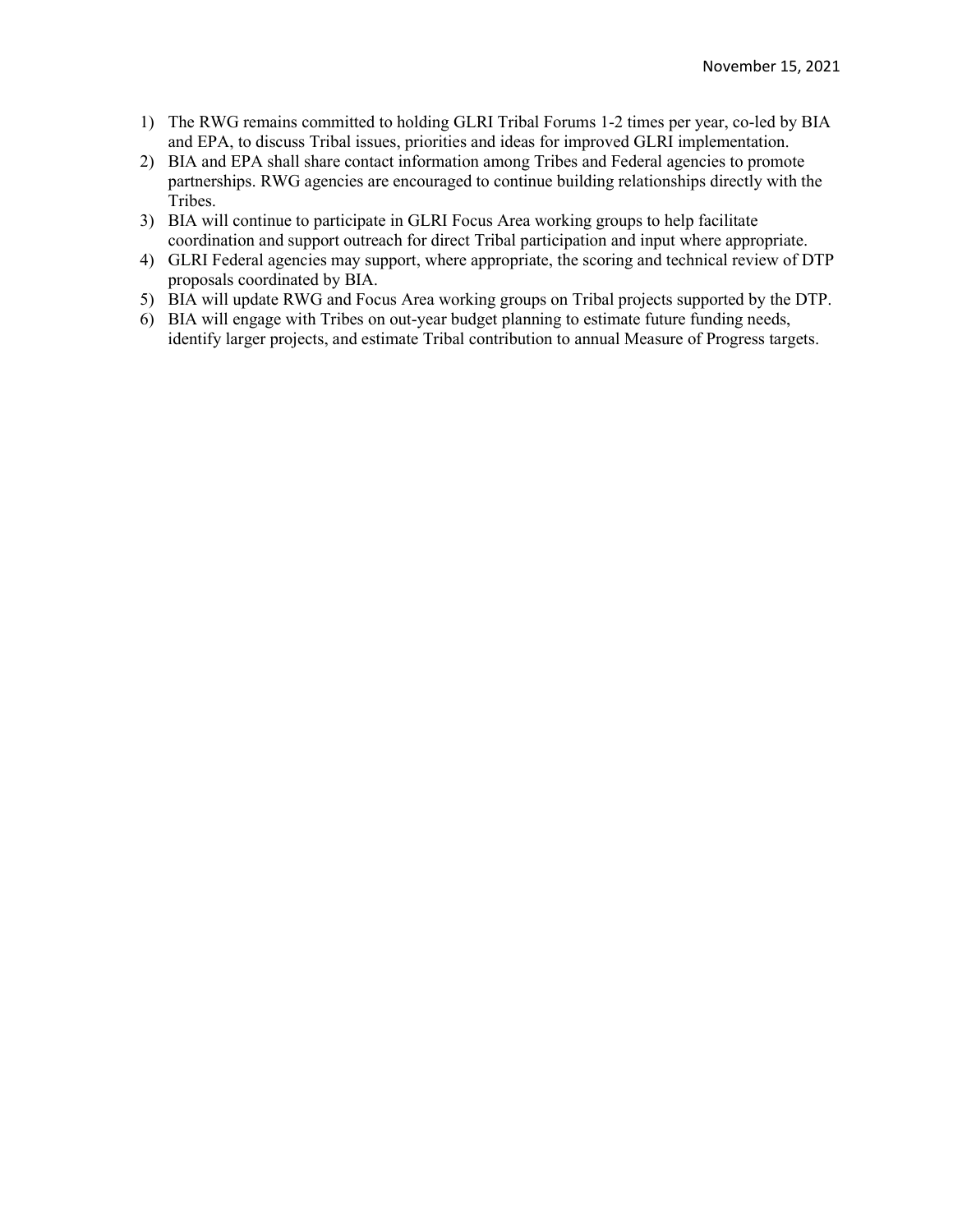November 15, 2021

1) The RWG remains committed to holding GLRI Tribal Forums 1-2 times per year, co-led by BIA and EPA, to discuss Tribal issues, priorities and ideas for improved GLRI implementation.
2) BIA and EPA shall share contact information among Tribes and Federal agencies to promote partnerships. RWG agencies are encouraged to continue building relationships directly with the Tribes.
3) BIA will continue to participate in GLRI Focus Area working groups to help facilitate coordination and support outreach for direct Tribal participation and input where appropriate.
4) GLRI Federal agencies may support, where appropriate, the scoring and technical review of DTP proposals coordinated by BIA.
5) BIA will update RWG and Focus Area working groups on Tribal projects supported by the DTP.
6) BIA will engage with Tribes on out-year budget planning to estimate future funding needs, identify larger projects, and estimate Tribal contribution to annual Measure of Progress targets.